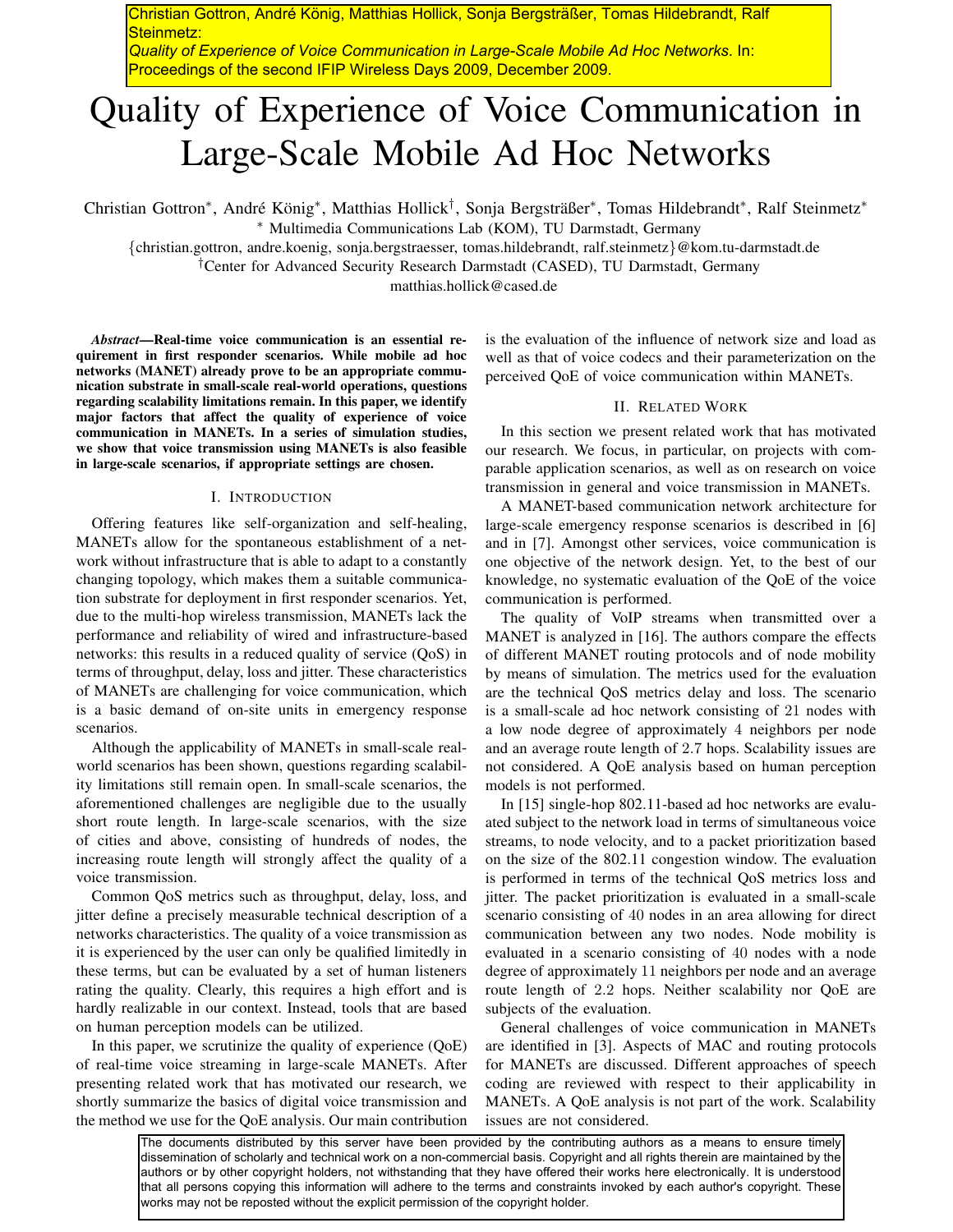Christian Gottron, André König, Matthias Hollick, Sonja Bergsträßer, Tomas Hildebrandt, Ralf Steinmetz:
*Quality of Experience of Voice Communication in Large-Scale Mobile Ad Hoc Networks*. In: Proceedings of the second IFIP Wireless Days 2009, December 2009.

# Quality of Experience of Voice Communication in Large-Scale Mobile Ad Hoc Networks

Christian Gottron*, André König*, Matthias Hollick†, Sonja Bergsträßer*, Tomas Hildebrandt*, Ralf Steinmetz*

* Multimedia Communications Lab (KOM), TU Darmstadt, Germany

{christian.gottron, andre.koenig, sonja.bergstraesser, tomas.hildebrandt, ralf.steinmetz}@kom.tu-darmstadt.de

†Center for Advanced Security Research Darmstadt (CASED), TU Darmstadt, Germany

matthias.hollick@cased.de

***Abstract*—Real-time voice communication is an essential requirement in first responder scenarios. While mobile ad hoc networks (MANET) already prove to be an appropriate communication substrate in small-scale real-world operations, questions regarding scalability limitations remain. In this paper, we identify major factors that affect the quality of experience of voice communication in MANETs. In a series of simulation studies, we show that voice transmission using MANETs is also feasible in large-scale scenarios, if appropriate settings are chosen.**

## I. Introduction

Offering features like self-organization and self-healing, MANETs allow for the spontaneous establishment of a network without infrastructure that is able to adapt to a constantly changing topology, which makes them a suitable communication substrate for deployment in first responder scenarios. Yet, due to the multi-hop wireless transmission, MANETs lack the performance and reliability of wired and infrastructure-based networks: this results in a reduced quality of service (QoS) in terms of throughput, delay, loss and jitter. These characteristics of MANETs are challenging for voice communication, which is a basic demand of on-site units in emergency response scenarios.

Although the applicability of MANETs in small-scale real-world scenarios has been shown, questions regarding scalability limitations still remain open. In small-scale scenarios, the aforementioned challenges are negligible due to the usually short route length. In large-scale scenarios, with the size of cities and above, consisting of hundreds of nodes, the increasing route length will strongly affect the quality of a voice transmission.

Common QoS metrics such as throughput, delay, loss, and jitter define a precisely measurable technical description of a networks characteristics. The quality of a voice transmission as it is experienced by the user can only be qualified limitedly in these terms, but can be evaluated by a set of human listeners rating the quality. Clearly, this requires a high effort and is hardly realizable in our context. Instead, tools that are based on human perception models can be utilized.

In this paper, we scrutinize the quality of experience (QoE) of real-time voice streaming in large-scale MANETs. After presenting related work that has motivated our research, we shortly summarize the basics of digital voice transmission and the method we use for the QoE analysis. Our main contribution is the evaluation of the influence of network size and load as well as that of voice codecs and their parameterization on the perceived QoE of voice communication within MANETs.

## II. Related Work

In this section we present related work that has motivated our research. We focus, in particular, on projects with comparable application scenarios, as well as on research on voice transmission in general and voice transmission in MANETs.

A MANET-based communication network architecture for large-scale emergency response scenarios is described in [6] and in [7]. Amongst other services, voice communication is one objective of the network design. Yet, to the best of our knowledge, no systematic evaluation of the QoE of the voice communication is performed.

The quality of VoIP streams when transmitted over a MANET is analyzed in [16]. The authors compare the effects of different MANET routing protocols and of node mobility by means of simulation. The metrics used for the evaluation are the technical QoS metrics delay and loss. The scenario is a small-scale ad hoc network consisting of 21 nodes with a low node degree of approximately 4 neighbors per node and an average route length of 2.7 hops. Scalability issues are not considered. A QoE analysis based on human perception models is not performed.

In [15] single-hop 802.11-based ad hoc networks are evaluated subject to the network load in terms of simultaneous voice streams, to node velocity, and to a packet prioritization based on the size of the 802.11 congestion window. The evaluation is performed in terms of the technical QoS metrics loss and jitter. The packet prioritization is evaluated in a small-scale scenario consisting of 40 nodes in an area allowing for direct communication between any two nodes. Node mobility is evaluated in a scenario consisting of 40 nodes with a node degree of approximately 11 neighbors per node and an average route length of 2.2 hops. Neither scalability nor QoE are subjects of the evaluation.

General challenges of voice communication in MANETs are identified in [3]. Aspects of MAC and routing protocols for MANETs are discussed. Different approaches of speech coding are reviewed with respect to their applicability in MANETs. A QoE analysis is not part of the work. Scalability issues are not considered.

The documents distributed by this server have been provided by the contributing authors as a means to ensure timely dissemination of scholarly and technical work on a non-commercial basis. Copyright and all rights therein are maintained by the authors or by other copyright holders, not withstanding that they have offered their works here electronically. It is understood that all persons copying this information will adhere to the terms and constraints invoked by each author's copyright. These works may not be reposted without the explicit permission of the copyright holder.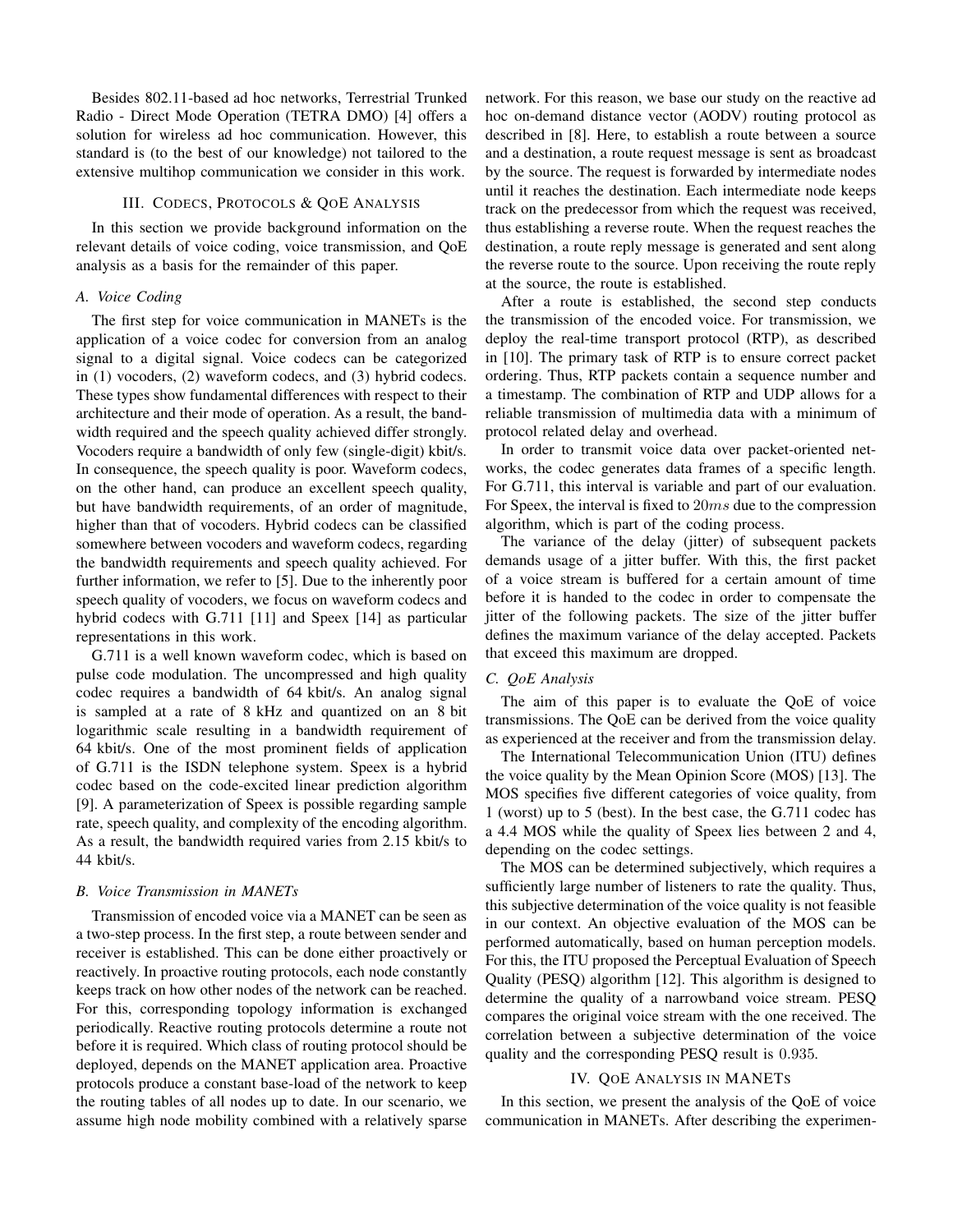Besides 802.11-based ad hoc networks, Terrestrial Trunked Radio - Direct Mode Operation (TETRA DMO) [4] offers a solution for wireless ad hoc communication. However, this standard is (to the best of our knowledge) not tailored to the extensive multihop communication we consider in this work.

## III. Codecs, Protocols & QoE Analysis

In this section we provide background information on the relevant details of voice coding, voice transmission, and QoE analysis as a basis for the remainder of this paper.

### A. Voice Coding

The first step for voice communication in MANETs is the application of a voice codec for conversion from an analog signal to a digital signal. Voice codecs can be categorized in (1) vocoders, (2) waveform codecs, and (3) hybrid codecs. These types show fundamental differences with respect to their architecture and their mode of operation. As a result, the bandwidth required and the speech quality achieved differ strongly. Vocoders require a bandwidth of only few (single-digit) kbit/s. In consequence, the speech quality is poor. Waveform codecs, on the other hand, can produce an excellent speech quality, but have bandwidth requirements, of an order of magnitude, higher than that of vocoders. Hybrid codecs can be classified somewhere between vocoders and waveform codecs, regarding the bandwidth requirements and speech quality achieved. For further information, we refer to [5]. Due to the inherently poor speech quality of vocoders, we focus on waveform codecs and hybrid codecs with G.711 [11] and Speex [14] as particular representations in this work.

G.711 is a well known waveform codec, which is based on pulse code modulation. The uncompressed and high quality codec requires a bandwidth of 64 kbit/s. An analog signal is sampled at a rate of 8 kHz and quantized on an 8 bit logarithmic scale resulting in a bandwidth requirement of 64 kbit/s. One of the most prominent fields of application of G.711 is the ISDN telephone system. Speex is a hybrid codec based on the code-excited linear prediction algorithm [9]. A parameterization of Speex is possible regarding sample rate, speech quality, and complexity of the encoding algorithm. As a result, the bandwidth required varies from 2.15 kbit/s to 44 kbit/s.

### B. Voice Transmission in MANETs

Transmission of encoded voice via a MANET can be seen as a two-step process. In the first step, a route between sender and receiver is established. This can be done either proactively or reactively. In proactive routing protocols, each node constantly keeps track on how other nodes of the network can be reached. For this, corresponding topology information is exchanged periodically. Reactive routing protocols determine a route not before it is required. Which class of routing protocol should be deployed, depends on the MANET application area. Proactive protocols produce a constant base-load of the network to keep the routing tables of all nodes up to date. In our scenario, we assume high node mobility combined with a relatively sparse network. For this reason, we base our study on the reactive ad hoc on-demand distance vector (AODV) routing protocol as described in [8]. Here, to establish a route between a source and a destination, a route request message is sent as broadcast by the source. The request is forwarded by intermediate nodes until it reaches the destination. Each intermediate node keeps track on the predecessor from which the request was received, thus establishing a reverse route. When the request reaches the destination, a route reply message is generated and sent along the reverse route to the source. Upon receiving the route reply at the source, the route is established.

After a route is established, the second step conducts the transmission of the encoded voice. For transmission, we deploy the real-time transport protocol (RTP), as described in [10]. The primary task of RTP is to ensure correct packet ordering. Thus, RTP packets contain a sequence number and a timestamp. The combination of RTP and UDP allows for a reliable transmission of multimedia data with a minimum of protocol related delay and overhead.

In order to transmit voice data over packet-oriented networks, the codec generates data frames of a specific length. For G.711, this interval is variable and part of our evaluation. For Speex, the interval is fixed to $20ms$ due to the compression algorithm, which is part of the coding process.

The variance of the delay (jitter) of subsequent packets demands usage of a jitter buffer. With this, the first packet of a voice stream is buffered for a certain amount of time before it is handed to the codec in order to compensate the jitter of the following packets. The size of the jitter buffer defines the maximum variance of the delay accepted. Packets that exceed this maximum are dropped.

### C. QoE Analysis

The aim of this paper is to evaluate the QoE of voice transmissions. The QoE can be derived from the voice quality as experienced at the receiver and from the transmission delay.

The International Telecommunication Union (ITU) defines the voice quality by the Mean Opinion Score (MOS) [13]. The MOS specifies five different categories of voice quality, from 1 (worst) up to 5 (best). In the best case, the G.711 codec has a 4.4 MOS while the quality of Speex lies between 2 and 4, depending on the codec settings.

The MOS can be determined subjectively, which requires a sufficiently large number of listeners to rate the quality. Thus, this subjective determination of the voice quality is not feasible in our context. An objective evaluation of the MOS can be performed automatically, based on human perception models. For this, the ITU proposed the Perceptual Evaluation of Speech Quality (PESQ) algorithm [12]. This algorithm is designed to determine the quality of a narrowband voice stream. PESQ compares the original voice stream with the one received. The correlation between a subjective determination of the voice quality and the corresponding PESQ result is $0.935$.

## IV. QoE Analysis in MANETs

In this section, we present the analysis of the QoE of voice communication in MANETs. After describing the experimen-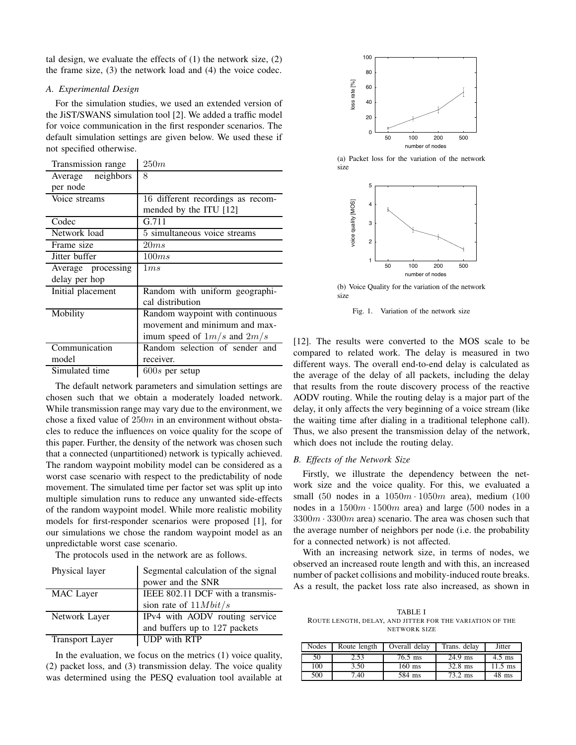tal design, we evaluate the effects of (1) the network size, (2) the frame size, (3) the network load and (4) the voice codec.

### A. Experimental Design

For the simulation studies, we used an extended version of the JiST/SWANS simulation tool [2]. We added a traffic model for voice communication in the first responder scenarios. The default simulation settings are given below. We used these if not specified otherwise.

| Transmission range | $250m$ |
|---|---|
| Average neighbors per node | 8 |
| Voice streams | 16 different recordings as recommended by the ITU [12] |
| Codec | G.711 |
| Network load | 5 simultaneous voice streams |
| Frame size | $20ms$ |
| Jitter buffer | $100ms$ |
| Average processing delay per hop | $1ms$ |
| Initial placement | Random with uniform geographical distribution |
| Mobility | Random waypoint with continuous movement and minimum and maximum speed of $1m/s$ and $2m/s$ |
| Communication model | Random selection of sender and receiver. |
| Simulated time | $600s$ per setup |

The default network parameters and simulation settings are chosen such that we obtain a moderately loaded network. While transmission range may vary due to the environment, we chose a fixed value of $250m$ in an environment without obstacles to reduce the influences on voice quality for the scope of this paper. Further, the density of the network was chosen such that a connected (unpartitioned) network is typically achieved. The random waypoint mobility model can be considered as a worst case scenario with respect to the predictability of node movement. The simulated time per factor set was split up into multiple simulation runs to reduce any unwanted side-effects of the random waypoint model. While more realistic mobility models for first-responder scenarios were proposed [1], for our simulations we chose the random waypoint model as an unpredictable worst case scenario.

The protocols used in the network are as follows.

| Physical layer | Segmental calculation of the signal power and the SNR |
|---|---|
| MAC Layer | IEEE 802.11 DCF with a transmission rate of $11Mbit/s$ |
| Network Layer | IPv4 with AODV routing service and buffers up to 127 packets |
| Transport Layer | UDP with RTP |

In the evaluation, we focus on the metrics (1) voice quality, (2) packet loss, and (3) transmission delay. The voice quality was determined using the PESQ evaluation tool available at [12]. The results were converted to the MOS scale to be compared to related work. The delay is measured in two different ways. The overall end-to-end delay is calculated as the average of the delay of all packets, including the delay that results from the route discovery process of the reactive AODV routing. While the routing delay is a major part of the delay, it only affects the very beginning of a voice stream (like the waiting time after dialing in a traditional telephone call). Thus, we also present the transmission delay of the network, which does not include the routing delay.

(a) Packet loss for the variation of the network size

(b) Voice Quality for the variation of the network size

Fig. 1. Variation of the network size

### B. Effects of the Network Size

Firstly, we illustrate the dependency between the network size and the voice quality. For this, we evaluated a small (50 nodes in a $1050m \cdot 1050m$ area), medium (100 nodes in a $1500m \cdot 1500m$ area) and large (500 nodes in a $3300m \cdot 3300m$ area) scenario. The area was chosen such that the average number of neighbors per node (i.e. the probability for a connected network) is not affected.

With an increasing network size, in terms of nodes, we observed an increased route length and with this, an increased number of packet collisions and mobility-induced route breaks. As a result, the packet loss rate also increased, as shown in

TABLE I
ROUTE LENGTH, DELAY, AND JITTER FOR THE VARIATION OF THE NETWORK SIZE

| Nodes | Route length | Overall delay | Trans. delay | Jitter |
|---|---|---|---|---|
| 50 | 2.53 | 76.5 ms | 24.9 ms | 4.5 ms |
| 100 | 3.50 | 160 ms | 32.8 ms | 11.5 ms |
| 500 | 7.40 | 584 ms | 73.2 ms | 48 ms |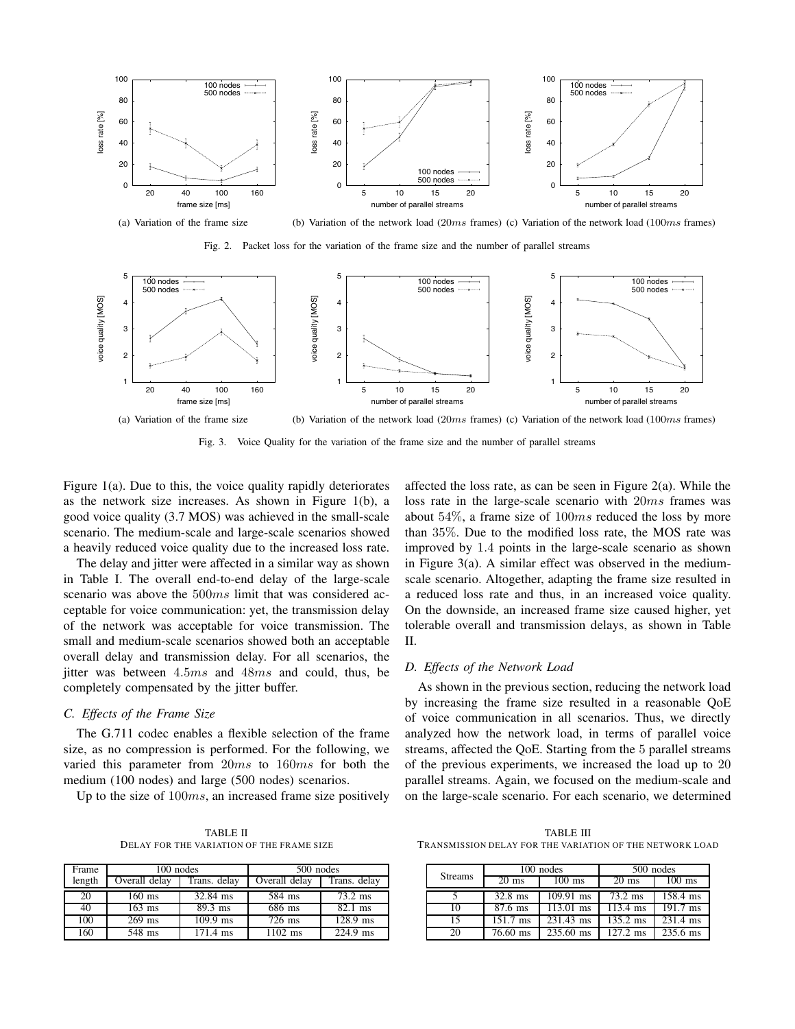(a) Variation of the frame size (b) Variation of the network load ($20ms$ frames) (c) Variation of the network load ($100ms$ frames)

Fig. 2. Packet loss for the variation of the frame size and the number of parallel streams

(a) Variation of the frame size (b) Variation of the network load ($20ms$ frames) (c) Variation of the network load ($100ms$ frames)

Fig. 3. Voice Quality for the variation of the frame size and the number of parallel streams

Figure 1(a). Due to this, the voice quality rapidly deteriorates as the network size increases. As shown in Figure 1(b), a good voice quality (3.7 MOS) was achieved in the small-scale scenario. The medium-scale and large-scale scenarios showed a heavily reduced voice quality due to the increased loss rate.

The delay and jitter were affected in a similar way as shown in Table I. The overall end-to-end delay of the large-scale scenario was above the $500ms$ limit that was considered acceptable for voice communication: yet, the transmission delay of the network was acceptable for voice transmission. The small and medium-scale scenarios showed both an acceptable overall delay and transmission delay. For all scenarios, the jitter was between $4.5ms$ and $48ms$ and could, thus, be completely compensated by the jitter buffer.

### C. Effects of the Frame Size

The G.711 codec enables a flexible selection of the frame size, as no compression is performed. For the following, we varied this parameter from $20ms$ to $160ms$ for both the medium (100 nodes) and large (500 nodes) scenarios.

Up to the size of $100ms$, an increased frame size positively affected the loss rate, as can be seen in Figure 2(a). While the loss rate in the large-scale scenario with $20ms$ frames was about $54\%$, a frame size of $100ms$ reduced the loss by more than $35\%$. Due to the modified loss rate, the MOS rate was improved by $1.4$ points in the large-scale scenario as shown in Figure 3(a). A similar effect was observed in the medium-scale scenario. Altogether, adapting the frame size resulted in a reduced loss rate and thus, in an increased voice quality. On the downside, an increased frame size caused higher, yet tolerable overall and transmission delays, as shown in Table II.

### D. Effects of the Network Load

As shown in the previous section, reducing the network load by increasing the frame size resulted in a reasonable QoE of voice communication in all scenarios. Thus, we directly analyzed how the network load, in terms of parallel voice streams, affected the QoE. Starting from the $5$ parallel streams of the previous experiments, we increased the load up to $20$ parallel streams. Again, we focused on the medium-scale and on the large-scale scenario. For each scenario, we determined

TABLE II
DELAY FOR THE VARIATION OF THE FRAME SIZE

| Frame length | 100 nodes | | 500 nodes | |
|---|---|---|---|---|
| | Overall delay | Trans. delay | Overall delay | Trans. delay |
| 20 | 160 ms | 32.84 ms | 584 ms | 73.2 ms |
| 40 | 163 ms | 89.3 ms | 686 ms | 82.1 ms |
| 100 | 269 ms | 109.9 ms | 726 ms | 128.9 ms |
| 160 | 548 ms | 171.4 ms | 1102 ms | 224.9 ms |

TABLE III
TRANSMISSION DELAY FOR THE VARIATION OF THE NETWORK LOAD

| Streams | 100 nodes | | 500 nodes | |
|---|---|---|---|---|
| | 20 ms | 100 ms | 20 ms | 100 ms |
| 5 | 32.8 ms | 109.91 ms | 73.2 ms | 158.4 ms |
| 10 | 87.6 ms | 113.01 ms | 113.4 ms | 191.7 ms |
| 15 | 151.7 ms | 231.43 ms | 135.2 ms | 231.4 ms |
| 20 | 76.60 ms | 235.60 ms | 127.2 ms | 235.6 ms |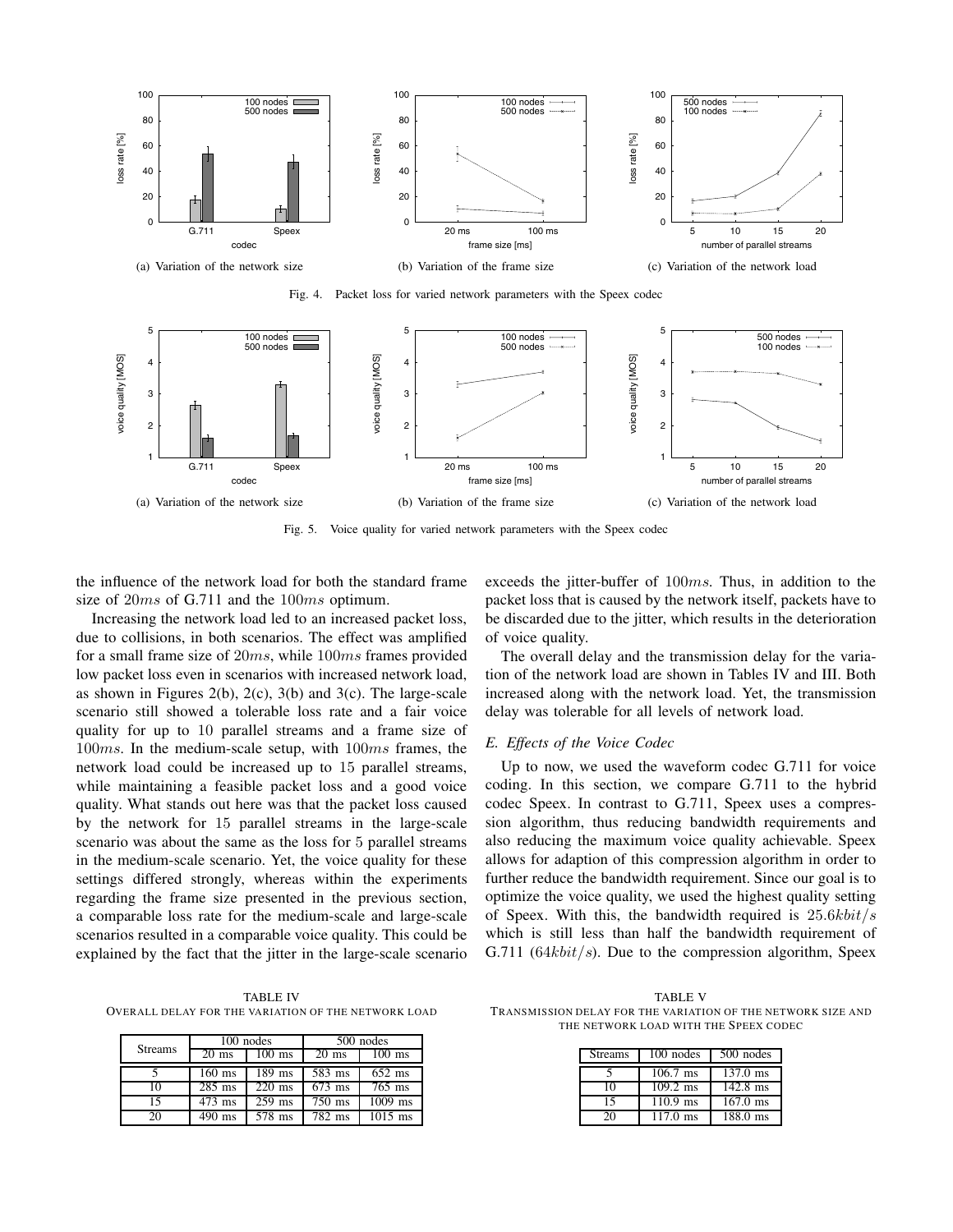(a) Variation of the network size

(b) Variation of the frame size

(c) Variation of the network load

Fig. 4. Packet loss for varied network parameters with the Speex codec

(a) Variation of the network size

(b) Variation of the frame size

(c) Variation of the network load

Fig. 5. Voice quality for varied network parameters with the Speex codec

the influence of the network load for both the standard frame size of $20ms$ of G.711 and the $100ms$ optimum.

Increasing the network load led to an increased packet loss, due to collisions, in both scenarios. The effect was amplified for a small frame size of $20ms$, while $100ms$ frames provided low packet loss even in scenarios with increased network load, as shown in Figures 2(b), 2(c), 3(b) and 3(c). The large-scale scenario still showed a tolerable loss rate and a fair voice quality for up to 10 parallel streams and a frame size of $100ms$. In the medium-scale setup, with $100ms$ frames, the network load could be increased up to 15 parallel streams, while maintaining a feasible packet loss and a good voice quality. What stands out here was that the packet loss caused by the network for 15 parallel streams in the large-scale scenario was about the same as the loss for 5 parallel streams in the medium-scale scenario. Yet, the voice quality for these settings differed strongly, whereas within the experiments regarding the frame size presented in the previous section, a comparable loss rate for the medium-scale and large-scale scenarios resulted in a comparable voice quality. This could be explained by the fact that the jitter in the large-scale scenario exceeds the jitter-buffer of $100ms$. Thus, in addition to the packet loss that is caused by the network itself, packets have to be discarded due to the jitter, which results in the deterioration of voice quality.

The overall delay and the transmission delay for the variation of the network load are shown in Tables IV and III. Both increased along with the network load. Yet, the transmission delay was tolerable for all levels of network load.

### E. Effects of the Voice Codec

Up to now, we used the waveform codec G.711 for voice coding. In this section, we compare G.711 to the hybrid codec Speex. In contrast to G.711, Speex uses a compression algorithm, thus reducing bandwidth requirements and also reducing the maximum voice quality achievable. Speex allows for adaption of this compression algorithm in order to further reduce the bandwidth requirement. Since our goal is to optimize the voice quality, we used the highest quality setting of Speex. With this, the bandwidth required is $25.6kbit/s$ which is still less than half the bandwidth requirement of G.711 ($64kbit/s$). Due to the compression algorithm, Speex

TABLE IV
OVERALL DELAY FOR THE VARIATION OF THE NETWORK LOAD

| Streams | 100 nodes | | 500 nodes | |
|---|---|---|---|---|
| | 20 ms | 100 ms | 20 ms | 100 ms |
| 5 | 160 ms | 189 ms | 583 ms | 652 ms |
| 10 | 285 ms | 220 ms | 673 ms | 765 ms |
| 15 | 473 ms | 259 ms | 750 ms | 1009 ms |
| 20 | 490 ms | 578 ms | 782 ms | 1015 ms |

TABLE V
TRANSMISSION DELAY FOR THE VARIATION OF THE NETWORK SIZE AND THE NETWORK LOAD WITH THE SPEEX CODEC

| Streams | 100 nodes | 500 nodes |
|---|---|---|
| 5 | 106.7 ms | 137.0 ms |
| 10 | 109.2 ms | 142.8 ms |
| 15 | 110.9 ms | 167.0 ms |
| 20 | 117.0 ms | 188.0 ms |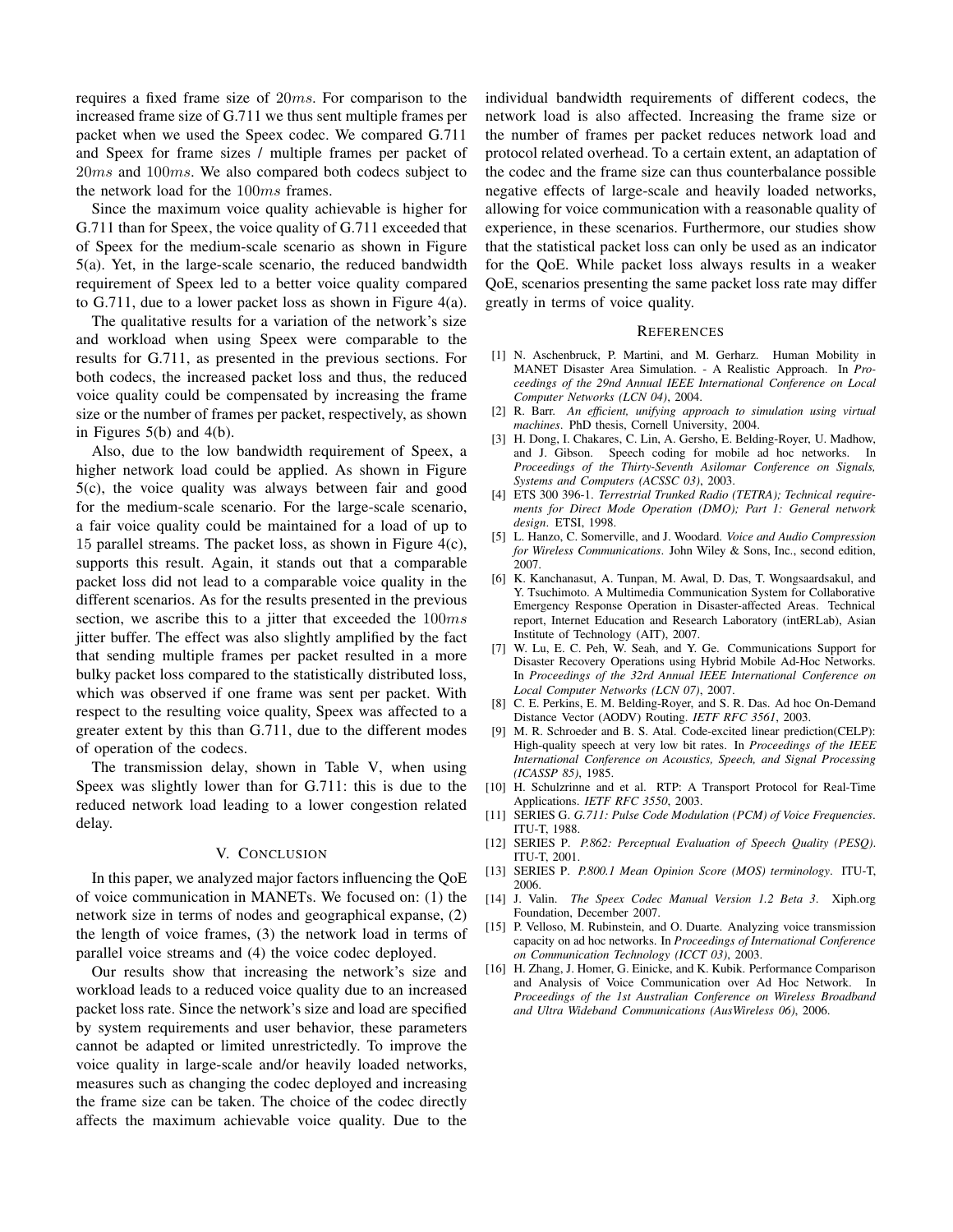requires a fixed frame size of $20ms$. For comparison to the increased frame size of G.711 we thus sent multiple frames per packet when we used the Speex codec. We compared G.711 and Speex for frame sizes / multiple frames per packet of $20ms$ and $100ms$. We also compared both codecs subject to the network load for the $100ms$ frames.

Since the maximum voice quality achievable is higher for G.711 than for Speex, the voice quality of G.711 exceeded that of Speex for the medium-scale scenario as shown in Figure 5(a). Yet, in the large-scale scenario, the reduced bandwidth requirement of Speex led to a better voice quality compared to G.711, due to a lower packet loss as shown in Figure 4(a).

The qualitative results for a variation of the network's size and workload when using Speex were comparable to the results for G.711, as presented in the previous sections. For both codecs, the increased packet loss and thus, the reduced voice quality could be compensated by increasing the frame size or the number of frames per packet, respectively, as shown in Figures 5(b) and 4(b).

Also, due to the low bandwidth requirement of Speex, a higher network load could be applied. As shown in Figure 5(c), the voice quality was always between fair and good for the medium-scale scenario. For the large-scale scenario, a fair voice quality could be maintained for a load of up to 15 parallel streams. The packet loss, as shown in Figure 4(c), supports this result. Again, it stands out that a comparable packet loss did not lead to a comparable voice quality in the different scenarios. As for the results presented in the previous section, we ascribe this to a jitter that exceeded the $100ms$ jitter buffer. The effect was also slightly amplified by the fact that sending multiple frames per packet resulted in a more bulky packet loss compared to the statistically distributed loss, which was observed if one frame was sent per packet. With respect to the resulting voice quality, Speex was affected to a greater extent by this than G.711, due to the different modes of operation of the codecs.

The transmission delay, shown in Table V, when using Speex was slightly lower than for G.711: this is due to the reduced network load leading to a lower congestion related delay.

## V. Conclusion

In this paper, we analyzed major factors influencing the QoE of voice communication in MANETs. We focused on: (1) the network size in terms of nodes and geographical expanse, (2) the length of voice frames, (3) the network load in terms of parallel voice streams and (4) the voice codec deployed.

Our results show that increasing the network's size and workload leads to a reduced voice quality due to an increased packet loss rate. Since the network's size and load are specified by system requirements and user behavior, these parameters cannot be adapted or limited unrestrictedly. To improve the voice quality in large-scale and/or heavily loaded networks, measures such as changing the codec deployed and increasing the frame size can be taken. The choice of the codec directly affects the maximum achievable voice quality. Due to the individual bandwidth requirements of different codecs, the network load is also affected. Increasing the frame size or the number of frames per packet reduces network load and protocol related overhead. To a certain extent, an adaptation of the codec and the frame size can thus counterbalance possible negative effects of large-scale and heavily loaded networks, allowing for voice communication with a reasonable quality of experience, in these scenarios. Furthermore, our studies show that the statistical packet loss can only be used as an indicator for the QoE. While packet loss always results in a weaker QoE, scenarios presenting the same packet loss rate may differ greatly in terms of voice quality.

## References

[1] N. Aschenbruck, P. Martini, and M. Gerharz. Human Mobility in MANET Disaster Area Simulation. - A Realistic Approach. In *Proceedings of the 29nd Annual IEEE International Conference on Local Computer Networks (LCN 04)*, 2004.

[2] R. Barr. *An efficient, unifying approach to simulation using virtual machines*. PhD thesis, Cornell University, 2004.

[3] H. Dong, I. Chakares, C. Lin, A. Gersho, E. Belding-Royer, U. Madhow, and J. Gibson. Speech coding for mobile ad hoc networks. In *Proceedings of the Thirty-Seventh Asilomar Conference on Signals, Systems and Computers (ACSSC 03)*, 2003.

[4] ETS 300 396-1. *Terrestrial Trunked Radio (TETRA); Technical requirements for Direct Mode Operation (DMO); Part 1: General network design*. ETSI, 1998.

[5] L. Hanzo, C. Somerville, and J. Woodard. *Voice and Audio Compression for Wireless Communications*. John Wiley & Sons, Inc., second edition, 2007.

[6] K. Kanchanasut, A. Tunpan, M. Awal, D. Das, T. Wongsaardsakul, and Y. Tsuchimoto. A Multimedia Communication System for Collaborative Emergency Response Operation in Disaster-affected Areas. Technical report, Internet Education and Research Laboratory (intERLab), Asian Institute of Technology (AIT), 2007.

[7] W. Lu, E. C. Peh, W. Seah, and Y. Ge. Communications Support for Disaster Recovery Operations using Hybrid Mobile Ad-Hoc Networks. In *Proceedings of the 32rd Annual IEEE International Conference on Local Computer Networks (LCN 07)*, 2007.

[8] C. E. Perkins, E. M. Belding-Royer, and S. R. Das. Ad hoc On-Demand Distance Vector (AODV) Routing. *IETF RFC 3561*, 2003.

[9] M. R. Schroeder and B. S. Atal. Code-excited linear prediction(CELP): High-quality speech at very low bit rates. In *Proceedings of the IEEE International Conference on Acoustics, Speech, and Signal Processing (ICASSP 85)*, 1985.

[10] H. Schulzrinne and et al. RTP: A Transport Protocol for Real-Time Applications. *IETF RFC 3550*, 2003.

[11] SERIES G. *G.711: Pulse Code Modulation (PCM) of Voice Frequencies*. ITU-T, 1988.

[12] SERIES P. *P.862: Perceptual Evaluation of Speech Quality (PESQ)*. ITU-T, 2001.

[13] SERIES P. *P.800.1 Mean Opinion Score (MOS) terminology*. ITU-T, 2006.

[14] J. Valin. *The Speex Codec Manual Version 1.2 Beta 3*. Xiph.org Foundation, December 2007.

[15] P. Velloso, M. Rubinstein, and O. Duarte. Analyzing voice transmission capacity on ad hoc networks. In *Proceedings of International Conference on Communication Technology (ICCT 03)*, 2003.

[16] H. Zhang, J. Homer, G. Einicke, and K. Kubik. Performance Comparison and Analysis of Voice Communication over Ad Hoc Network. In *Proceedings of the 1st Australian Conference on Wireless Broadband and Ultra Wideband Communications (AusWireless 06)*, 2006.